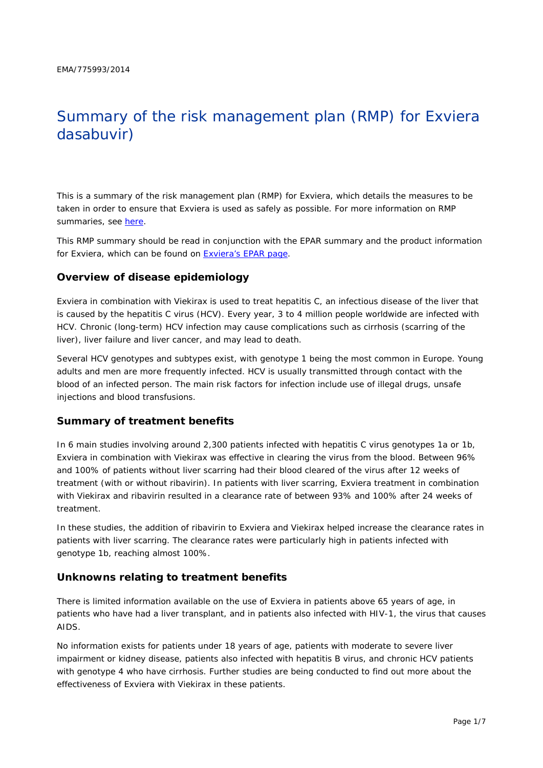EMA/775993/2014

# Summary of the risk management plan (RMP) for Exviera dasabuvir)

This is a summary of the risk management plan (RMP) for Exviera, which details the measures to be taken in order to ensure that Exviera is used as safely as possible. For more information on RMP summaries, see here.

This RMP summary should be read in conjunction with the EPAR summary and the product information for Exviera, which can be found on Exviera's EPAR page.

## Overview of disease epidemiology

Exviera in combination with Viekirax is used to treat hepatitis C, an infectious disease of the liver that is caused by the hepatitis C virus (HCV). Every year, 3 to 4 million people worldwide are infected with HCV. Chronic (long-term) HCV infection may cause complications such as cirrhosis (scarring of the liver), liver failure and liver cancer, and may lead to death.

Several HCV genotypes and subtypes exist, with genotype 1 being the most common in Europe. Young adults and men are more frequently infected. HCV is usually transmitted through contact with the blood of an infected person. The main risk factors for infection include use of illegal drugs, unsafe injections and blood transfusions.

## Summary of treatment benefits

In 6 main studies involving around 2,300 patients infected with hepatitis C virus genotypes 1a or 1b, Exviera in combination with Viekirax was effective in clearing the virus from the blood. Between 96% and 100% of patients without liver scarring had their blood cleared of the virus after 12 weeks of treatment (with or without ribavirin). In patients with liver scarring, Exviera treatment in combination with Viekirax and ribavirin resulted in a clearance rate of between 93% and 100% after 24 weeks of treatment.

In these studies, the addition of ribavirin to Exviera and Viekirax helped increase the clearance rates in patients with liver scarring. The clearance rates were particularly high in patients infected with genotype 1b, reaching almost 100%.

## Unknowns relating to treatment benefits

There is limited information available on the use of Exviera in patients above 65 years of age, in patients who have had a liver transplant, and in patients also infected with HIV-1, the virus that causes AIDS.

No information exists for patients under 18 years of age, patients with moderate to severe liver impairment or kidney disease, patients also infected with hepatitis B virus, and chronic HCV patients with genotype 4 who have cirrhosis. Further studies are being conducted to find out more about the effectiveness of Exviera with Viekirax in these patients.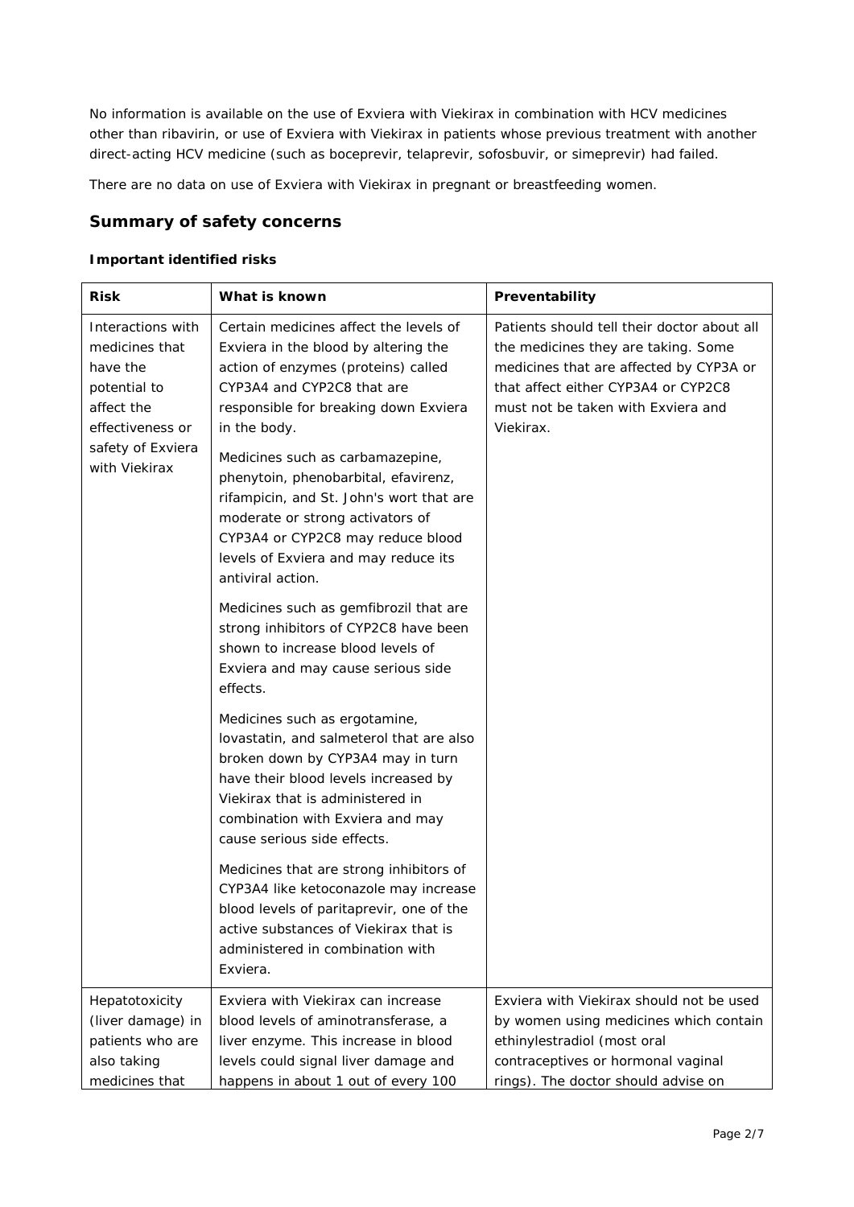No information is available on the use of Exviera with Viekirax in combination with HCV medicines other than ribavirin, or use of Exviera with Viekirax in patients whose previous treatment with another direct-acting HCV medicine (such as boceprevir, telaprevir, sofosbuvir, or simeprevir) had failed.

There are no data on use of Exviera with Viekirax in pregnant or breastfeeding women.

## Summary of safety concerns

#### Important identified risks

| Risk | What is known | Preventability |
|---|---|---|
| Interactions with medicines that have the potential to affect the effectiveness or safety of Exviera with Viekirax | Certain medicines affect the levels of Exviera in the blood by altering the action of enzymes (proteins) called CYP3A4 and CYP2C8 that are responsible for breaking down Exviera in the body.<br><br>Medicines such as carbamazepine, phenytoin, phenobarbital, efavirenz, rifampicin, and St. John's wort that are moderate or strong activators of CYP3A4 or CYP2C8 may reduce blood levels of Exviera and may reduce its antiviral action.<br><br>Medicines such as gemfibrozil that are strong inhibitors of CYP2C8 have been shown to increase blood levels of Exviera and may cause serious side effects.<br><br>Medicines such as ergotamine, lovastatin, and salmeterol that are also broken down by CYP3A4 may in turn have their blood levels increased by Viekirax that is administered in combination with Exviera and may cause serious side effects.<br><br>Medicines that are strong inhibitors of CYP3A4 like ketoconazole may increase blood levels of paritaprevir, one of the active substances of Viekirax that is administered in combination with Exviera. | Patients should tell their doctor about all the medicines they are taking. Some medicines that are affected by CYP3A or that affect either CYP3A4 or CYP2C8 must not be taken with Exviera and Viekirax. |
| Hepatotoxicity (liver damage) in patients who are also taking medicines that | Exviera with Viekirax can increase blood levels of aminotransferase, a liver enzyme. This increase in blood levels could signal liver damage and happens in about 1 out of every 100 | Exviera with Viekirax should not be used by women using medicines which contain ethinylestradiol (most oral contraceptives or hormonal vaginal rings). The doctor should advise on |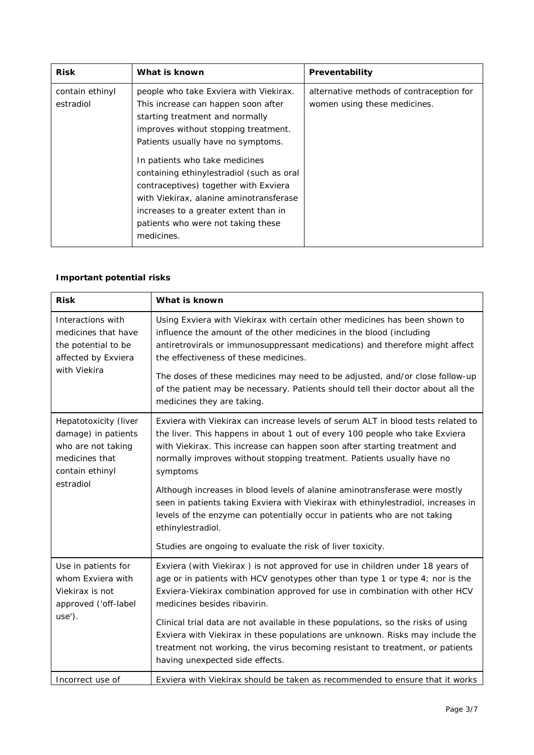| Risk | What is known | Preventability |
|---|---|---|
| contain ethinyl estradiol | people who take Exviera with Viekirax. This increase can happen soon after starting treatment and normally improves without stopping treatment. Patients usually have no symptoms.<br><br>In patients who take medicines containing ethinylestradiol (such as oral contraceptives) together with Exviera with Viekirax, alanine aminotransferase increases to a greater extent than in patients who were not taking these medicines. | alternative methods of contraception for women using these medicines. |

**Important potential risks**

| Risk | What is known |
|---|---|
| Interactions with medicines that have the potential to be affected by Exviera with Viekira | Using Exviera with Viekirax with certain other medicines has been shown to influence the amount of the other medicines in the blood (including antiretrovirals or immunosuppressant medications) and therefore might affect the effectiveness of these medicines.<br><br>The doses of these medicines may need to be adjusted, and/or close follow-up of the patient may be necessary. Patients should tell their doctor about all the medicines they are taking. |
| Hepatotoxicity (liver damage) in patients who are not taking medicines that contain ethinyl estradiol | Exviera with Viekirax can increase levels of serum ALT in blood tests related to the liver. This happens in about 1 out of every 100 people who take Exviera with Viekirax. This increase can happen soon after starting treatment and normally improves without stopping treatment. Patients usually have no symptoms<br><br>Although increases in blood levels of alanine aminotransferase were mostly seen in patients taking Exviera with Viekirax with ethinylestradiol, increases in levels of the enzyme can potentially occur in patients who are not taking ethinylestradiol.<br><br>Studies are ongoing to evaluate the risk of liver toxicity. |
| Use in patients for whom Exviera with Viekirax is not approved ('off-label use'). | Exviera (with Viekirax ) is not approved for use in children under 18 years of age or in patients with HCV genotypes other than type 1 or type 4; nor is the Exviera-Viekirax combination approved for use in combination with other HCV medicines besides ribavirin.<br><br>Clinical trial data are not available in these populations, so the risks of using Exviera with Viekirax in these populations are unknown. Risks may include the treatment not working, the virus becoming resistant to treatment, or patients having unexpected side effects. |
| Incorrect use of | Exviera with Viekirax should be taken as recommended to ensure that it works |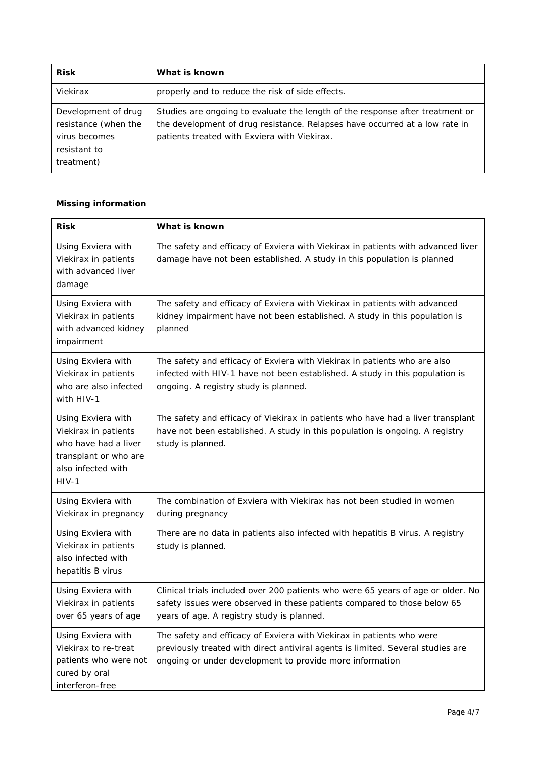| Risk | What is known |
| --- | --- |
| Viekirax | properly and to reduce the risk of side effects. |
| Development of drug resistance (when the virus becomes resistant to treatment) | Studies are ongoing to evaluate the length of the response after treatment or the development of drug resistance. Relapses have occurred at a low rate in patients treated with Exviera with Viekirax. |

**Missing information**

| Risk | What is known |
| --- | --- |
| Using Exviera with Viekirax in patients with advanced liver damage | The safety and efficacy of Exviera with Viekirax in patients with advanced liver damage have not been established. A study in this population is planned |
| Using Exviera with Viekirax in patients with advanced kidney impairment | The safety and efficacy of Exviera with Viekirax in patients with advanced kidney impairment have not been established. A study in this population is planned |
| Using Exviera with Viekirax in patients who are also infected with HIV-1 | The safety and efficacy of Exviera with Viekirax in patients who are also infected with HIV-1 have not been established. A study in this population is ongoing. A registry study is planned. |
| Using Exviera with Viekirax in patients who have had a liver transplant or who are also infected with HIV-1 | The safety and efficacy of Viekirax in patients who have had a liver transplant have not been established. A study in this population is ongoing. A registry study is planned. |
| Using Exviera with Viekirax in pregnancy | The combination of Exviera with Viekirax has not been studied in women during pregnancy |
| Using Exviera with Viekirax in patients also infected with hepatitis B virus | There are no data in patients also infected with hepatitis B virus. A registry study is planned. |
| Using Exviera with Viekirax in patients over 65 years of age | Clinical trials included over 200 patients who were 65 years of age or older. No safety issues were observed in these patients compared to those below 65 years of age. A registry study is planned. |
| Using Exviera with Viekirax to re-treat patients who were not cured by oral interferon-free | The safety and efficacy of Exviera with Viekirax in patients who were previously treated with direct antiviral agents is limited. Several studies are ongoing or under development to provide more information |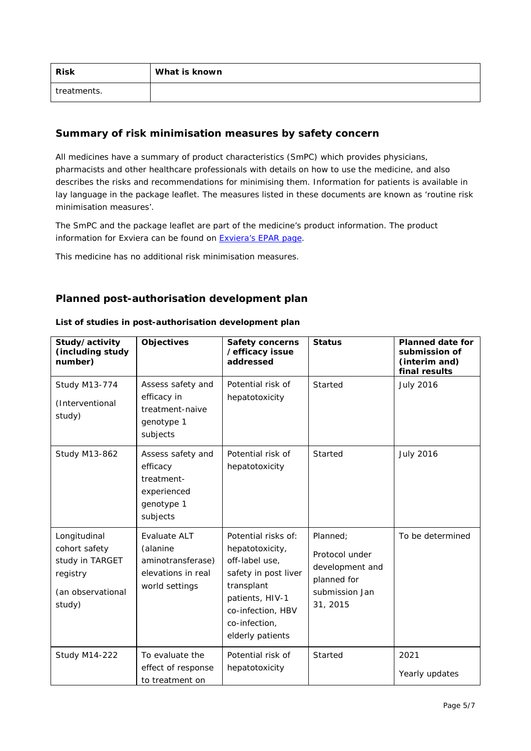| Risk | What is known |
|---|---|
| treatments. | |

## Summary of risk minimisation measures by safety concern

All medicines have a summary of product characteristics (SmPC) which provides physicians, pharmacists and other healthcare professionals with details on how to use the medicine, and also describes the risks and recommendations for minimising them. Information for patients is available in lay language in the package leaflet. The measures listed in these documents are known as 'routine risk minimisation measures'.

The SmPC and the package leaflet are part of the medicine's product information. The product information for Exviera can be found on Exviera's EPAR page.

This medicine has no additional risk minimisation measures.

## Planned post-authorisation development plan

**List of studies in post-authorisation development plan**

| Study/activity (including study number) | Objectives | Safety concerns /efficacy issue addressed | Status | Planned date for submission of (interim and) final results |
|---|---|---|---|---|
| Study M13-774 (Interventional study) | Assess safety and efficacy in treatment-naive genotype 1 subjects | Potential risk of hepatotoxicity | Started | July 2016 |
| Study M13-862 | Assess safety and efficacy treatment-experienced genotype 1 subjects | Potential risk of hepatotoxicity | Started | July 2016 |
| Longitudinal cohort safety study in TARGET registry (an observational study) | Evaluate ALT (alanine aminotransferase) elevations in real world settings | Potential risks of: hepatotoxicity, off-label use, safety in post liver transplant patients, HIV-1 co-infection, HBV co-infection, elderly patients | Planned; Protocol under development and planned for submission Jan 31, 2015 | To be determined |
| Study M14-222 | To evaluate the effect of response to treatment on | Potential risk of hepatotoxicity | Started | 2021 Yearly updates |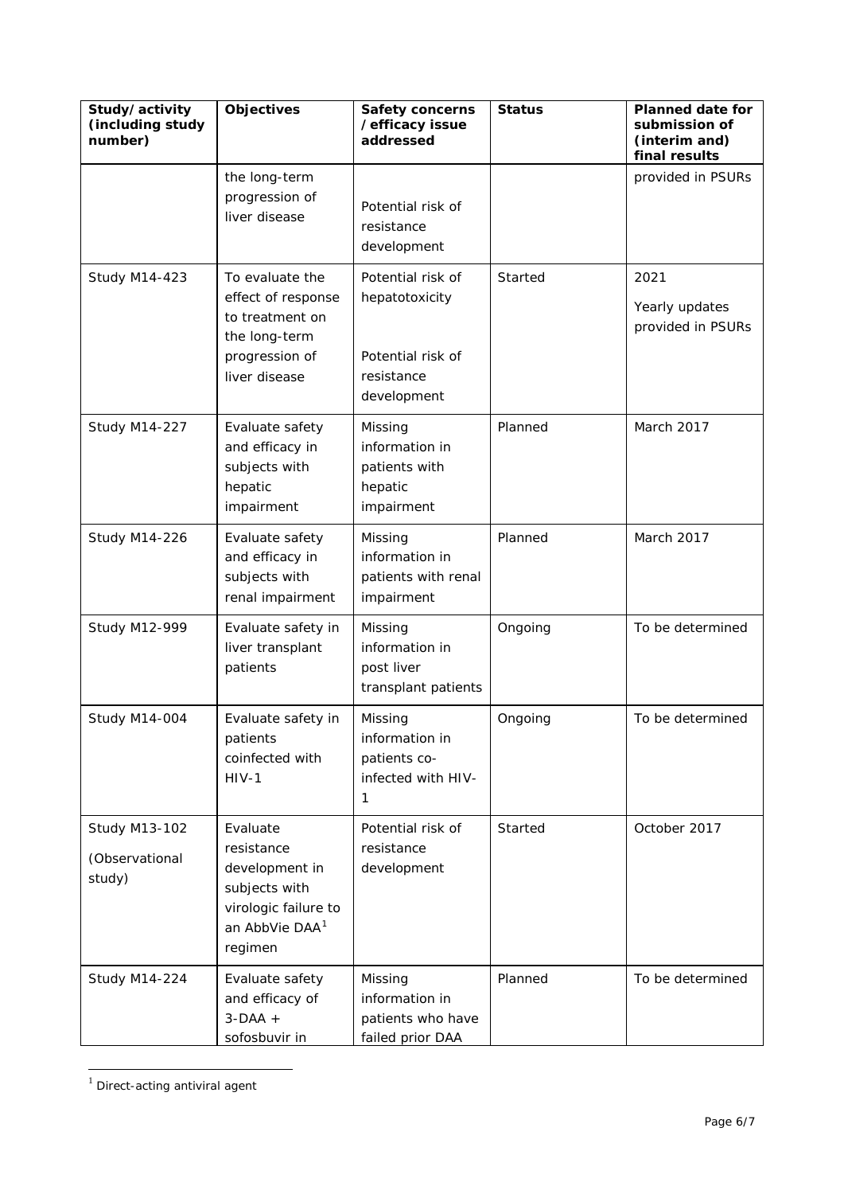| Study/activity (including study number) | Objectives | Safety concerns /efficacy issue addressed | Status | Planned date for submission of (interim and) final results |
|---|---|---|---|---|
| | the long-term progression of liver disease | Potential risk of resistance development | | provided in PSURs |
| Study M14-423 | To evaluate the effect of response to treatment on the long-term progression of liver disease | Potential risk of hepatotoxicity<br><br>Potential risk of resistance development | Started | 2021<br><br>Yearly updates provided in PSURs |
| Study M14-227 | Evaluate safety and efficacy in subjects with hepatic impairment | Missing information in patients with hepatic impairment | Planned | March 2017 |
| Study M14-226 | Evaluate safety and efficacy in subjects with renal impairment | Missing information in patients with renal impairment | Planned | March 2017 |
| Study M12-999 | Evaluate safety in liver transplant patients | Missing information in post liver transplant patients | Ongoing | To be determined |
| Study M14-004 | Evaluate safety in patients coinfected with HIV-1 | Missing information in patients co-infected with HIV-1 | Ongoing | To be determined |
| Study M13-102<br><br>(Observational study) | Evaluate resistance development in subjects with virologic failure to an AbbVie DAA[1] regimen | Potential risk of resistance development | Started | October 2017 |
| Study M14-224 | Evaluate safety and efficacy of 3-DAA + sofosbuvir in | Missing information in patients who have failed prior DAA | Planned | To be determined |

[1] Direct-acting antiviral agent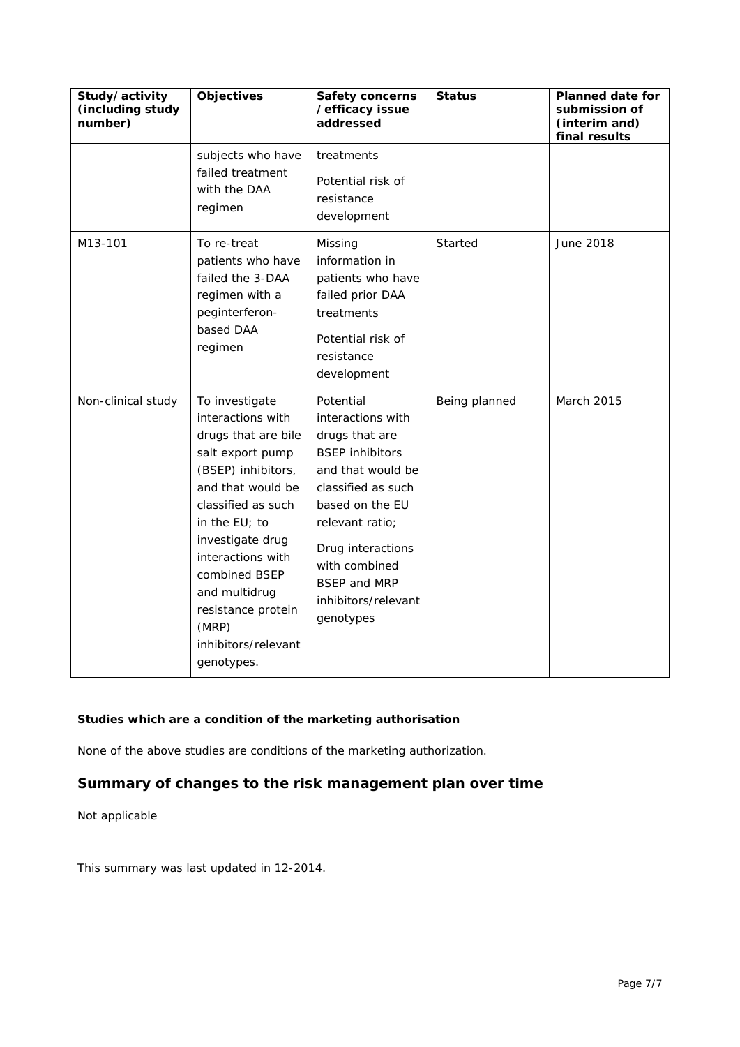| Study/activity (including study number) | Objectives | Safety concerns /efficacy issue addressed | Status | Planned date for submission of (interim and) final results |
|---|---|---|---|---|
| | subjects who have failed treatment with the DAA regimen | treatments<br><br>Potential risk of resistance development | | |
| M13-101 | To re-treat patients who have failed the 3-DAA regimen with a peginterferon-based DAA regimen | Missing information in patients who have failed prior DAA treatments<br><br>Potential risk of resistance development | Started | June 2018 |
| Non-clinical study | To investigate interactions with drugs that are bile salt export pump (BSEP) inhibitors, and that would be classified as such in the EU; to investigate drug interactions with combined BSEP and multidrug resistance protein (MRP) inhibitors/relevant genotypes. | Potential interactions with drugs that are BSEP inhibitors and that would be classified as such based on the EU relevant ratio;<br><br>Drug interactions with combined BSEP and MRP inhibitors/relevant genotypes | Being planned | March 2015 |

**Studies which are a condition of the marketing authorisation**

None of the above studies are conditions of the marketing authorization.

## Summary of changes to the risk management plan over time

Not applicable

This summary was last updated in 12-2014.